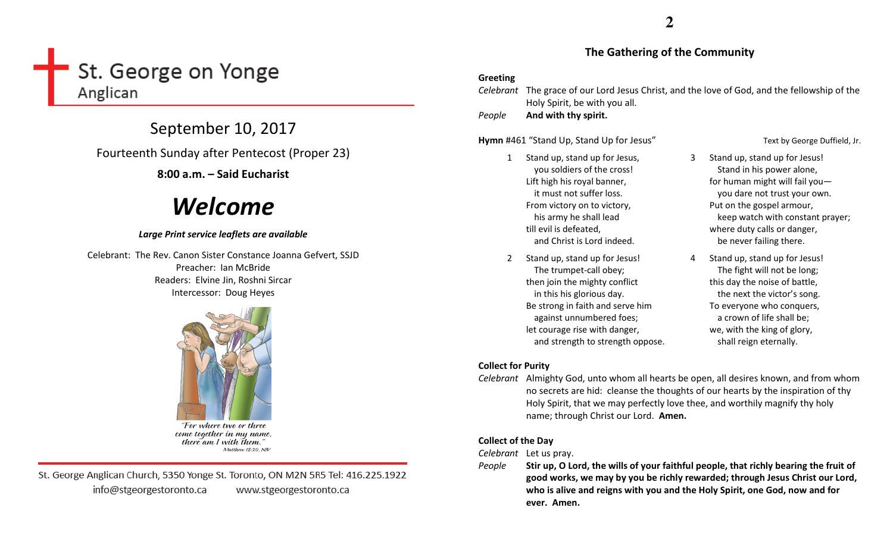# St. George on Yonge
Anglican

## September 10, 2017

Fourteenth Sunday after Pentecost (Proper 23)

**8:00 a.m. – Said Eucharist**

# *Welcome*

***Large Print service leaflets are available***

Celebrant: The Rev. Canon Sister Constance Joanna Gefvert, SSJD
Preacher: Ian McBride
Readers: Elvine Jin, Roshni Sircar
Intercessor: Doug Heyes

*"For where two or three come together in my name, there am I with them."*
*Matthew 18:20, NIV*

St. George Anglican Church, 5350 Yonge St. Toronto, ON M2N 5R5 Tel: 416.225.1922
info@stgeorgestoronto.ca www.stgeorgestoronto.ca

## The Gathering of the Community

**Greeting**

*Celebrant* The grace of our Lord Jesus Christ, and the love of God, and the fellowship of the Holy Spirit, be with you all.

*People* **And with thy spirit.**

**Hymn** #461 "Stand Up, Stand Up for Jesus" Text by George Duffield, Jr.

1. Stand up, stand up for Jesus,
   you soldiers of the cross!
   Lift high his royal banner,
   it must not suffer loss.
   From victory on to victory,
   his army he shall lead
   till evil is defeated,
   and Christ is Lord indeed.

2. Stand up, stand up for Jesus!
   The trumpet-call obey;
   then join the mighty conflict
   in this his glorious day.
   Be strong in faith and serve him
   against unnumbered foes;
   let courage rise with danger,
   and strength to strength oppose.

3. Stand up, stand up for Jesus!
   Stand in his power alone,
   for human might will fail you—
   you dare not trust your own.
   Put on the gospel armour,
   keep watch with constant prayer;
   where duty calls or danger,
   be never failing there.

4. Stand up, stand up for Jesus!
   The fight will not be long;
   this day the noise of battle,
   the next the victor's song.
   To everyone who conquers,
   a crown of life shall be;
   we, with the king of glory,
   shall reign eternally.

**Collect for Purity**

*Celebrant* Almighty God, unto whom all hearts be open, all desires known, and from whom no secrets are hid: cleanse the thoughts of our hearts by the inspiration of thy Holy Spirit, that we may perfectly love thee, and worthily magnify thy holy name; through Christ our Lord. **Amen.**

**Collect of the Day**

*Celebrant* Let us pray.

*People* **Stir up, O Lord, the wills of your faithful people, that richly bearing the fruit of good works, we may by you be richly rewarded; through Jesus Christ our Lord, who is alive and reigns with you and the Holy Spirit, one God, now and for ever. Amen.**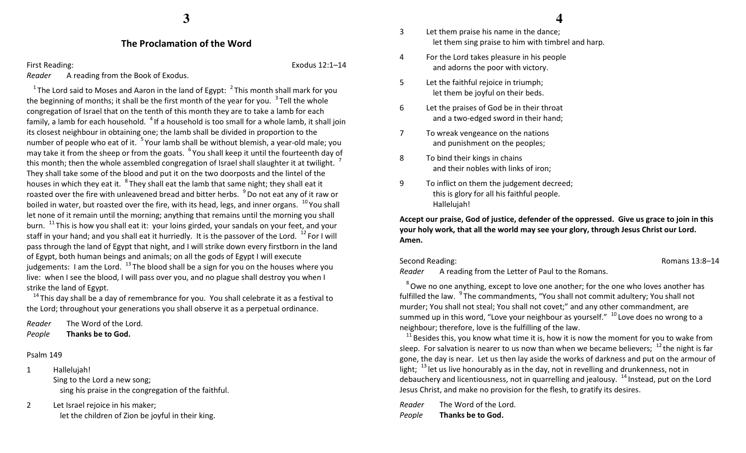## The Proclamation of the Word

First Reading: Exodus 12:1–14

*Reader* A reading from the Book of Exodus.

[1] The Lord said to Moses and Aaron in the land of Egypt: [2] This month shall mark for you the beginning of months; it shall be the first month of the year for you. [3] Tell the whole congregation of Israel that on the tenth of this month they are to take a lamb for each family, a lamb for each household. [4] If a household is too small for a whole lamb, it shall join its closest neighbour in obtaining one; the lamb shall be divided in proportion to the number of people who eat of it. [5] Your lamb shall be without blemish, a year-old male; you may take it from the sheep or from the goats. [6] You shall keep it until the fourteenth day of this month; then the whole assembled congregation of Israel shall slaughter it at twilight. [7] They shall take some of the blood and put it on the two doorposts and the lintel of the houses in which they eat it. [8] They shall eat the lamb that same night; they shall eat it roasted over the fire with unleavened bread and bitter herbs. [9] Do not eat any of it raw or boiled in water, but roasted over the fire, with its head, legs, and inner organs. [10] You shall let none of it remain until the morning; anything that remains until the morning you shall burn. [11] This is how you shall eat it: your loins girded, your sandals on your feet, and your staff in your hand; and you shall eat it hurriedly. It is the passover of the Lord. [12] For I will pass through the land of Egypt that night, and I will strike down every firstborn in the land of Egypt, both human beings and animals; on all the gods of Egypt I will execute judgements: I am the Lord. [13] The blood shall be a sign for you on the houses where you live: when I see the blood, I will pass over you, and no plague shall destroy you when I strike the land of Egypt.

[14] This day shall be a day of remembrance for you. You shall celebrate it as a festival to the Lord; throughout your generations you shall observe it as a perpetual ordinance.

*Reader* The Word of the Lord.
*People* **Thanks be to God.**

Psalm 149

1 Hallelujah!
Sing to the Lord a new song;
sing his praise in the congregation of the faithful.

2 Let Israel rejoice in his maker;
let the children of Zion be joyful in their king.

3 Let them praise his name in the dance;
let them sing praise to him with timbrel and harp.

4 For the Lord takes pleasure in his people
and adorns the poor with victory.

5 Let the faithful rejoice in triumph;
let them be joyful on their beds.

6 Let the praises of God be in their throat
and a two-edged sword in their hand;

7 To wreak vengeance on the nations
and punishment on the peoples;

8 To bind their kings in chains
and their nobles with links of iron;

9 To inflict on them the judgement decreed;
this is glory for all his faithful people.
Hallelujah!

**Accept our praise, God of justice, defender of the oppressed. Give us grace to join in this your holy work, that all the world may see your glory, through Jesus Christ our Lord. Amen.**

Second Reading: Romans 13:8–14

*Reader* A reading from the Letter of Paul to the Romans.

[8] Owe no one anything, except to love one another; for the one who loves another has fulfilled the law. [9] The commandments, "You shall not commit adultery; You shall not murder; You shall not steal; You shall not covet;" and any other commandment, are summed up in this word, "Love your neighbour as yourself." [10] Love does no wrong to a neighbour; therefore, love is the fulfilling of the law.

[11] Besides this, you know what time it is, how it is now the moment for you to wake from sleep. For salvation is nearer to us now than when we became believers; [12] the night is far gone, the day is near. Let us then lay aside the works of darkness and put on the armour of light; [13] let us live honourably as in the day, not in revelling and drunkenness, not in debauchery and licentiousness, not in quarrelling and jealousy. [14] Instead, put on the Lord Jesus Christ, and make no provision for the flesh, to gratify its desires.

*Reader* The Word of the Lord.
*People* **Thanks be to God.**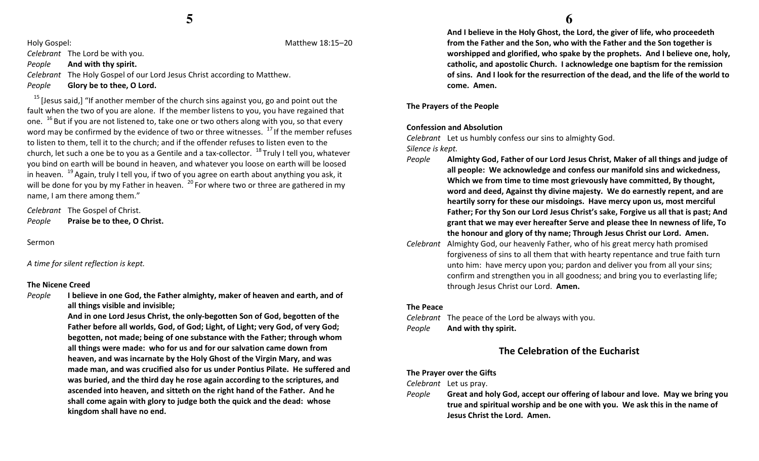Holy Gospel: Matthew 18:15–20

*Celebrant* The Lord be with you.
*People* **And with thy spirit.**
*Celebrant* The Holy Gospel of our Lord Jesus Christ according to Matthew.
*People* **Glory be to thee, O Lord.**

[15] [Jesus said,] "If another member of the church sins against you, go and point out the fault when the two of you are alone. If the member listens to you, you have regained that one. [16] But if you are not listened to, take one or two others along with you, so that every word may be confirmed by the evidence of two or three witnesses. [17] If the member refuses to listen to them, tell it to the church; and if the offender refuses to listen even to the church, let such a one be to you as a Gentile and a tax-collector. [18] Truly I tell you, whatever you bind on earth will be bound in heaven, and whatever you loose on earth will be loosed in heaven. [19] Again, truly I tell you, if two of you agree on earth about anything you ask, it will be done for you by my Father in heaven. [20] For where two or three are gathered in my name, I am there among them."

*Celebrant* The Gospel of Christ.
*People* **Praise be to thee, O Christ.**

Sermon

*A time for silent reflection is kept.*

**The Nicene Creed**

*People* **I believe in one God, the Father almighty, maker of heaven and earth, and of all things visible and invisible;**
**And in one Lord Jesus Christ, the only-begotten Son of God, begotten of the Father before all worlds, God, of God; Light, of Light; very God, of very God; begotten, not made; being of one substance with the Father; through whom all things were made: who for us and for our salvation came down from heaven, and was incarnate by the Holy Ghost of the Virgin Mary, and was made man, and was crucified also for us under Pontius Pilate. He suffered and was buried, and the third day he rose again according to the scriptures, and ascended into heaven, and sitteth on the right hand of the Father. And he shall come again with glory to judge both the quick and the dead: whose kingdom shall have no end.**
**And I believe in the Holy Ghost, the Lord, the giver of life, who proceedeth from the Father and the Son, who with the Father and the Son together is worshipped and glorified, who spake by the prophets. And I believe one, holy, catholic, and apostolic Church. I acknowledge one baptism for the remission of sins. And I look for the resurrection of the dead, and the life of the world to come. Amen.**

**The Prayers of the People**

**Confession and Absolution**

*Celebrant* Let us humbly confess our sins to almighty God.
*Silence is kept.*
*People* **Almighty God, Father of our Lord Jesus Christ, Maker of all things and judge of all people: We acknowledge and confess our manifold sins and wickedness, Which we from time to time most grievously have committed, By thought, word and deed, Against thy divine majesty. We do earnestly repent, and are heartily sorry for these our misdoings. Have mercy upon us, most merciful Father; For thy Son our Lord Jesus Christ's sake, Forgive us all that is past; And grant that we may ever hereafter Serve and please thee In newness of life, To the honour and glory of thy name; Through Jesus Christ our Lord. Amen.**
*Celebrant* Almighty God, our heavenly Father, who of his great mercy hath promised forgiveness of sins to all them that with hearty repentance and true faith turn unto him: have mercy upon you; pardon and deliver you from all your sins; confirm and strengthen you in all goodness; and bring you to everlasting life; through Jesus Christ our Lord. **Amen.**

**The Peace**

*Celebrant* The peace of the Lord be always with you.
*People* **And with thy spirit.**

## The Celebration of the Eucharist

**The Prayer over the Gifts**

*Celebrant* Let us pray.
*People* **Great and holy God, accept our offering of labour and love. May we bring you true and spiritual worship and be one with you. We ask this in the name of Jesus Christ the Lord. Amen.**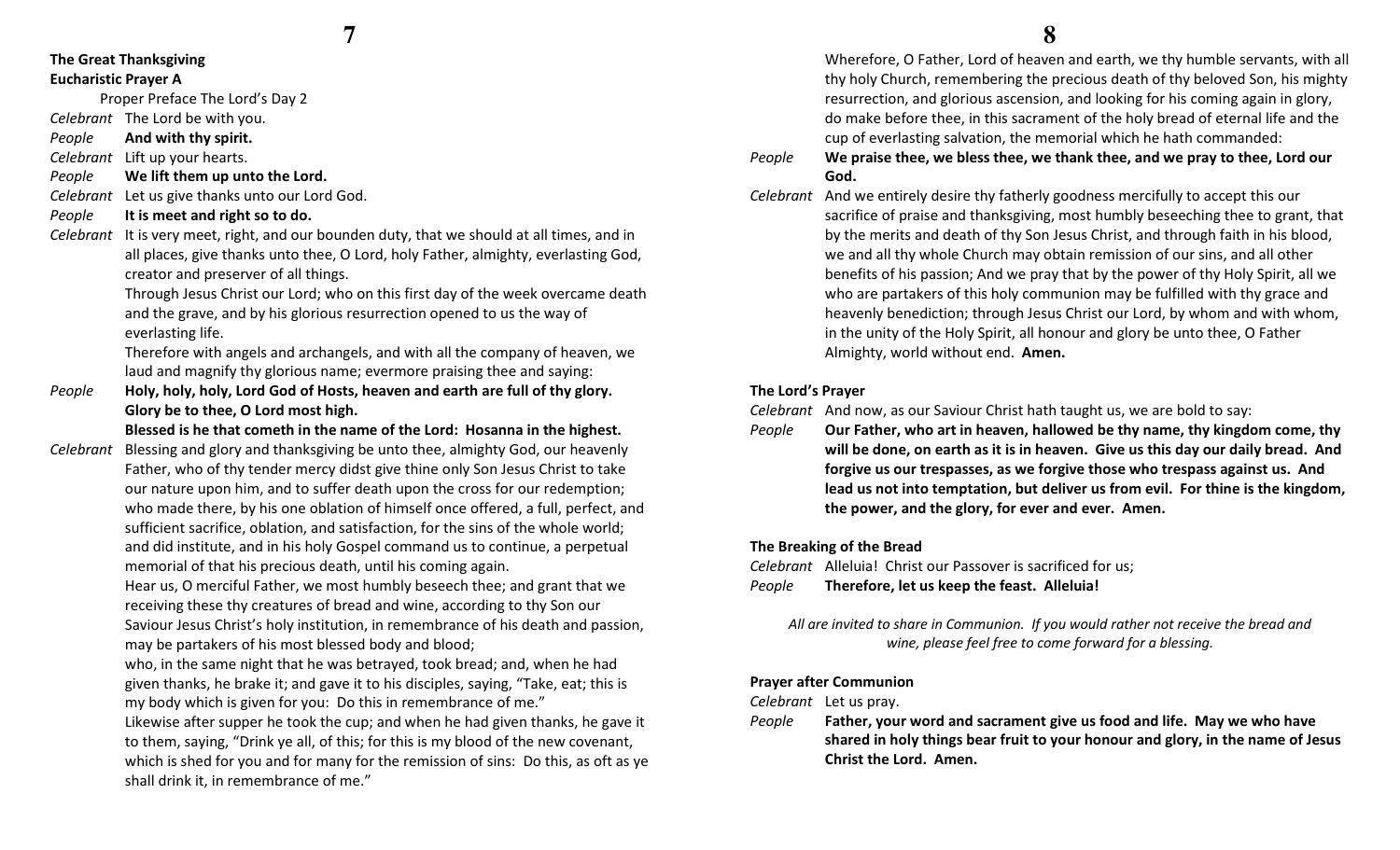**The Great Thanksgiving**
**Eucharistic Prayer A**

Proper Preface The Lord's Day 2

*Celebrant* The Lord be with you.

*People* **And with thy spirit.**

*Celebrant* Lift up your hearts.

*People* **We lift them up unto the Lord.**

*Celebrant* Let us give thanks unto our Lord God.

*People* **It is meet and right so to do.**

*Celebrant* It is very meet, right, and our bounden duty, that we should at all times, and in all places, give thanks unto thee, O Lord, holy Father, almighty, everlasting God, creator and preserver of all things.

Through Jesus Christ our Lord; who on this first day of the week overcame death and the grave, and by his glorious resurrection opened to us the way of everlasting life.

Therefore with angels and archangels, and with all the company of heaven, we laud and magnify thy glorious name; evermore praising thee and saying:

*People* **Holy, holy, holy, Lord God of Hosts, heaven and earth are full of thy glory. Glory be to thee, O Lord most high.**

**Blessed is he that cometh in the name of the Lord: Hosanna in the highest.**

*Celebrant* Blessing and glory and thanksgiving be unto thee, almighty God, our heavenly Father, who of thy tender mercy didst give thine only Son Jesus Christ to take our nature upon him, and to suffer death upon the cross for our redemption; who made there, by his one oblation of himself once offered, a full, perfect, and sufficient sacrifice, oblation, and satisfaction, for the sins of the whole world; and did institute, and in his holy Gospel command us to continue, a perpetual memorial of that his precious death, until his coming again.

Hear us, O merciful Father, we most humbly beseech thee; and grant that we receiving these thy creatures of bread and wine, according to thy Son our Saviour Jesus Christ's holy institution, in remembrance of his death and passion, may be partakers of his most blessed body and blood;

who, in the same night that he was betrayed, took bread; and, when he had given thanks, he brake it; and gave it to his disciples, saying, "Take, eat; this is my body which is given for you: Do this in remembrance of me."

Likewise after supper he took the cup; and when he had given thanks, he gave it to them, saying, "Drink ye all, of this; for this is my blood of the new covenant, which is shed for you and for many for the remission of sins: Do this, as oft as ye shall drink it, in remembrance of me."

Wherefore, O Father, Lord of heaven and earth, we thy humble servants, with all thy holy Church, remembering the precious death of thy beloved Son, his mighty resurrection, and glorious ascension, and looking for his coming again in glory, do make before thee, in this sacrament of the holy bread of eternal life and the cup of everlasting salvation, the memorial which he hath commanded:

*People* **We praise thee, we bless thee, we thank thee, and we pray to thee, Lord our God.**

*Celebrant* And we entirely desire thy fatherly goodness mercifully to accept this our sacrifice of praise and thanksgiving, most humbly beseeching thee to grant, that by the merits and death of thy Son Jesus Christ, and through faith in his blood, we and all thy whole Church may obtain remission of our sins, and all other benefits of his passion; And we pray that by the power of thy Holy Spirit, all we who are partakers of this holy communion may be fulfilled with thy grace and heavenly benediction; through Jesus Christ our Lord, by whom and with whom, in the unity of the Holy Spirit, all honour and glory be unto thee, O Father Almighty, world without end. **Amen.**

**The Lord's Prayer**

*Celebrant* And now, as our Saviour Christ hath taught us, we are bold to say:

*People* **Our Father, who art in heaven, hallowed be thy name, thy kingdom come, thy will be done, on earth as it is in heaven. Give us this day our daily bread. And forgive us our trespasses, as we forgive those who trespass against us. And lead us not into temptation, but deliver us from evil. For thine is the kingdom, the power, and the glory, for ever and ever. Amen.**

**The Breaking of the Bread**

*Celebrant* Alleluia! Christ our Passover is sacrificed for us;

*People* **Therefore, let us keep the feast. Alleluia!**

*All are invited to share in Communion. If you would rather not receive the bread and wine, please feel free to come forward for a blessing.*

**Prayer after Communion**

*Celebrant* Let us pray.

*People* **Father, your word and sacrament give us food and life. May we who have shared in holy things bear fruit to your honour and glory, in the name of Jesus Christ the Lord. Amen.**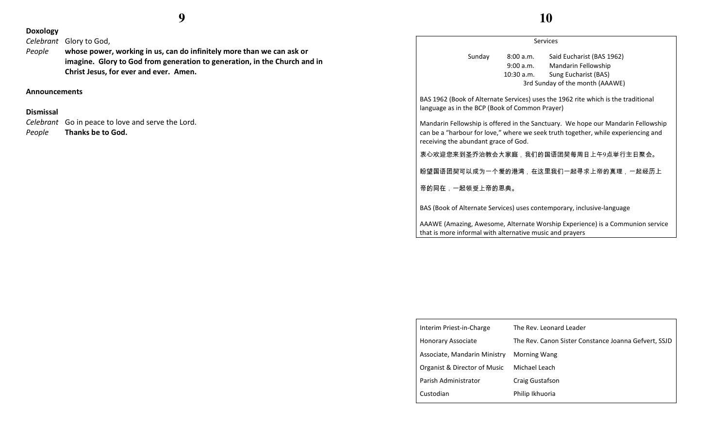**Doxology**

*Celebrant* Glory to God,

*People* **whose power, working in us, can do infinitely more than we can ask or imagine. Glory to God from generation to generation, in the Church and in Christ Jesus, for ever and ever. Amen.**

**Announcements**

**Dismissal**

*Celebrant* Go in peace to love and serve the Lord.

*People* **Thanks be to God.**

Services

| | | |
|---|---|---|
| Sunday | 8:00 a.m. | Said Eucharist (BAS 1962) |
| | 9:00 a.m. | Mandarin Fellowship |
| | 10:30 a.m. | Sung Eucharist (BAS) |
| | | 3rd Sunday of the month (AAAWE) |

BAS 1962 (Book of Alternate Services) uses the 1962 rite which is the traditional language as in the BCP (Book of Common Prayer)

Mandarin Fellowship is offered in the Sanctuary. We hope our Mandarin Fellowship can be a "harbour for love," where we seek truth together, while experiencing and receiving the abundant grace of God.

衷心欢迎您来到圣乔治教会大家庭，我们的国语团契每周日上午9点举行主日聚会。

盼望国语团契可以成为一个爱的港湾，在这里我们一起寻求上帝的真理，一起经历上帝的同在，一起领受上帝的恩典。

BAS (Book of Alternate Services) uses contemporary, inclusive-language

AAAWE (Amazing, Awesome, Alternate Worship Experience) is a Communion service that is more informal with alternative music and prayers

| | |
|---|---|
| Interim Priest-in-Charge | The Rev. Leonard Leader |
| Honorary Associate | The Rev. Canon Sister Constance Joanna Gefvert, SSJD |
| Associate, Mandarin Ministry | Morning Wang |
| Organist & Director of Music | Michael Leach |
| Parish Administrator | Craig Gustafson |
| Custodian | Philip Ikhuoria |